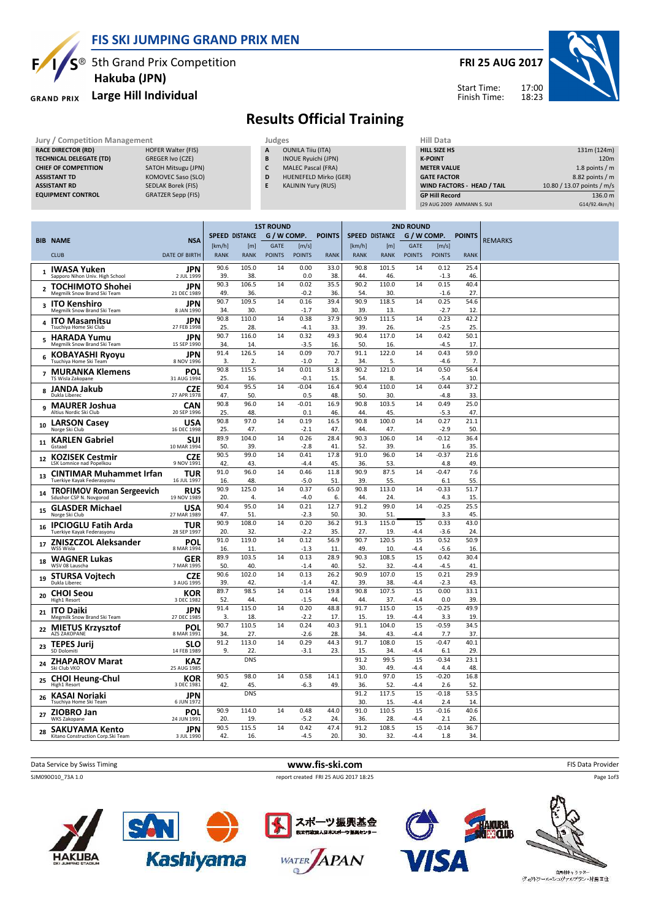# FIS SKI JUMPING GRAND PRIX MEN

## 5th Grand Prix Competition
## Hakuba (JPN)
## Large Hill Individual

**FRI 25 AUG 2017**

Start Time: 17:00
Finish Time: 18:23

# Results Official Training

| Jury / Competition Management | |
|---|---|
| RACE DIRECTOR (RD) | HOFER Walter (FIS) |
| TECHNICAL DELEGATE (TD) | GREGER Ivo (CZE) |
| CHIEF OF COMPETITION | SATOH Mitsugu (JPN) |
| ASSISTANT TD | KOMOVEC Saso (SLO) |
| ASSISTANT RD | SEDLAK Borek (FIS) |
| EQUIPMENT CONTROL | GRATZER Sepp (FIS) |

| Judges | |
|---|---|
| A | OUNILA Tiiu (ITA) |
| B | INOUE Ryuichi (JPN) |
| C | MALEC Pascal (FRA) |
| D | HUENEFELD Mirko (GER) |
| E | KALININ Yury (RUS) |

| Hill Data | |
|---|---|
| HILL SIZE HS | 131m (124m) |
| K-POINT | 120m |
| METER VALUE | 1.8 points / m |
| GATE FACTOR | 8.82 points / m |
| WIND FACTORS - HEAD / TAIL | 10.80 / 13.07 points / m/s |
| GP Hill Record | 136.0 m |
| (29 AUG 2009 AMMANN S. SUI | G14/92.4km/h) |

| BIB | NAME / CLUB | NSA / DATE OF BIRTH | 1st R SPEED [km/h] / RANK | 1st R DISTANCE [m] / RANK | 1st R GATE / GATE POINTS | 1st R WIND [m/s] / POINTS | 1st R POINTS / RANK | 2nd R SPEED [km/h] / RANK | 2nd R DISTANCE [m] / RANK | 2nd R GATE / GATE POINTS | 2nd R WIND [m/s] / POINTS | 2nd R POINTS / RANK | REMARKS |
|---|---|---|---|---|---|---|---|---|---|---|---|---|---|
| 1 | IWASA Yuken / Sapporo Nihon Univ. High School | JPN / 2 JUL 1999 | 90.6 / 39. | 105.0 / 38. | 14 | 0.00 / 0.0 | 33.0 / 38. | 90.8 / 44. | 101.5 / 46. | 14 | 0.12 / -1.3 | 25.4 / 46. | |
| 2 | TOCHIMOTO Shohei / Megmilk Snow Brand Ski Team | JPN / 21 DEC 1989 | 90.3 / 49. | 106.5 / 36. | 14 | 0.02 / -0.2 | 35.5 / 36. | 90.2 / 54. | 110.0 / 30. | 14 | 0.15 / -1.6 | 40.4 / 27. | |
| 3 | ITO Kenshiro / Megmilk Snow Brand Ski Team | JPN / 8 JAN 1990 | 90.7 / 34. | 109.5 / 30. | 14 | 0.16 / -1.7 | 39.4 / 30. | 90.9 / 39. | 118.5 / 13. | 14 | 0.25 / -2.7 | 54.6 / 12. | |
| 4 | ITO Masamitsu / Tsuchiya Home Ski Club | JPN / 27 FEB 1998 | 90.8 / 25. | 110.0 / 28. | 14 | 0.38 / -4.1 | 37.9 / 33. | 90.9 / 39. | 111.5 / 26. | 14 | 0.23 / -2.5 | 42.2 / 25. | |
| 5 | HARADA Yumu / Megmilk Snow Brand Ski Team | JPN / 15 SEP 1990 | 90.7 / 34. | 116.0 / 14. | 14 | 0.32 / -3.5 | 49.3 / 16. | 90.4 / 50. | 117.0 / 16. | 14 | 0.42 / -4.5 | 50.1 / 17. | |
| 6 | KOBAYASHI Ryoyu / Tsuchiya Home Ski Team | JPN / 8 NOV 1996 | 91.4 / 3. | 126.5 / 2. | 14 | 0.09 / -1.0 | 70.7 / 2. | 91.1 / 34. | 122.0 / 5. | 14 | 0.43 / -4.6 | 59.0 / 7. | |
| 7 | MURANKA Klemens / TS Wisla Zakopane | POL / 31 AUG 1994 | 90.8 / 25. | 115.5 / 16. | 14 | 0.01 / -0.1 | 51.8 / 15. | 90.2 / 54. | 121.0 / 8. | 14 | 0.50 / -5.4 | 56.4 / 10. | |
| 8 | JANDA Jakub / Dukla Liberec | CZE / 27 APR 1978 | 90.4 / 47. | 95.5 / 50. | 14 | -0.04 / 0.5 | 16.4 / 48. | 90.4 / 50. | 110.0 / 30. | 14 | 0.44 / -4.8 | 37.2 / 33. | |
| 9 | MAURER Joshua / Altius Nordic Ski Club | CAN / 20 SEP 1996 | 90.8 / 25. | 96.0 / 48. | 14 | -0.01 / 0.1 | 16.9 / 46. | 90.8 / 44. | 103.5 / 45. | 14 | 0.49 / -5.3 | 25.0 / 47. | |
| 10 | LARSON Casey / Norge Ski Club | USA / 16 DEC 1998 | 90.8 / 25. | 97.0 / 47. | 14 | 0.19 / -2.1 | 16.5 / 47. | 90.8 / 44. | 100.0 / 47. | 14 | 0.27 / -2.9 | 21.1 / 50. | |
| 11 | KARLEN Gabriel / Gstaad | SUI / 10 MAR 1994 | 89.9 / 50. | 104.0 / 39. | 14 | 0.26 / -2.8 | 28.4 / 41. | 90.3 / 52. | 106.0 / 39. | 14 | -0.12 / 1.6 | 36.4 / 35. | |
| 12 | KOZISEK Cestmir / LSK Lomnice nad Popelkou | CZE / 9 NOV 1991 | 90.5 / 42. | 99.0 / 43. | 14 | 0.41 / -4.4 | 17.8 / 45. | 91.0 / 36. | 96.0 / 53. | 14 | -0.37 / 4.8 | 21.6 / 49. | |
| 13 | CINTIMAR Muhammet Irfan / Tuerkiye Kayak Federasyonu | TUR / 16 JUL 1997 | 91.0 / 16. | 96.0 / 48. | 14 | 0.46 / -5.0 | 11.8 / 51. | 90.9 / 39. | 87.5 / 55. | 14 | -0.47 / 6.1 | 7.6 / 55. | |
| 14 | TROFIMOV Roman Sergeevich / Sdushor CSP N. Novgorod | RUS / 19 NOV 1989 | 90.9 / 20. | 125.0 / 4. | 14 | 0.37 / -4.0 | 65.0 / 6. | 90.8 / 44. | 113.0 / 24. | 14 | -0.33 / 4.3 | 51.7 / 15. | |
| 15 | GLASDER Michael / Norge Ski Club | USA / 27 MAR 1989 | 90.4 / 47. | 95.0 / 51. | 14 | 0.21 / -2.3 | 12.7 / 50. | 91.2 / 30. | 99.0 / 51. | 14 | -0.25 / 3.3 | 25.5 / 45. | |
| 16 | IPCIOGLU Fatih Arda / Tuerkiye Kayak Federasyonu | TUR / 28 SEP 1997 | 90.9 / 20. | 108.0 / 32. | 14 | 0.20 / -2.2 | 36.2 / 35. | 91.3 / 27. | 115.0 / 19. | 15 / -4.4 | 0.33 / -3.6 | 43.0 / 24. | |
| 17 | ZNISZCZOL Aleksander / WSS Wisla | POL / 8 MAR 1994 | 91.0 / 16. | 119.0 / 11. | 14 | 0.12 / -1.3 | 56.9 / 11. | 90.7 / 49. | 120.5 / 10. | 15 / -4.4 | 0.52 / -5.6 | 50.9 / 16. | |
| 18 | WAGNER Lukas / WSV 08 Lauscha | GER / 7 MAR 1995 | 89.9 / 50. | 103.5 / 40. | 14 | 0.13 / -1.4 | 28.9 / 40. | 90.3 / 52. | 108.5 / 32. | 15 / -4.4 | 0.42 / -4.5 | 30.4 / 41. | |
| 19 | STURSA Vojtech / Dukla Liberec | CZE / 3 AUG 1995 | 90.6 / 39. | 102.0 / 42. | 14 | 0.13 / -1.4 | 26.2 / 42. | 90.9 / 39. | 107.0 / 38. | 15 / -4.4 | 0.21 / -2.3 | 29.9 / 43. | |
| 20 | CHOI Seou / High1 Resort | KOR / 3 DEC 1982 | 89.7 / 52. | 98.5 / 44. | 14 | 0.14 / -1.5 | 19.8 / 44. | 90.8 / 44. | 107.5 / 37. | 15 / -4.4 | 0.00 / 0.0 | 33.1 / 39. | |
| 21 | ITO Daiki / Megmilk Snow Brand Ski Team | JPN / 27 DEC 1985 | 91.4 / 3. | 115.0 / 18. | 14 | 0.20 / -2.2 | 48.8 / 17. | 91.7 / 15. | 115.0 / 19. | 15 / -4.4 | -0.25 / 3.3 | 49.9 / 19. | |
| 22 | MIETUS Krzysztof / AZS ZAKOPANE | POL / 8 MAR 1991 | 90.7 / 34. | 110.5 / 27. | 14 | 0.24 / -2.6 | 40.3 / 28. | 91.1 / 34. | 104.0 / 43. | 15 / -4.4 | -0.59 / 7.7 | 34.5 / 37. | |
| 23 | TEPES Jurij / SD Dolomiti | SLO / 14 FEB 1989 | 91.2 / 9. | 113.0 / 22. | 14 | 0.29 / -3.1 | 44.3 / 23. | 91.7 / 15. | 108.0 / 34. | 15 / -4.4 | -0.47 / 6.1 | 40.1 / 29. | |
| 24 | ZHAPAROV Marat / Ski Club VKO | KAZ / 25 AUG 1985 | DNS | | | | | 91.2 / 30. | 99.5 / 49. | 15 / -4.4 | -0.34 / 4.4 | 23.1 / 48. | |
| 25 | CHOI Heung-Chul / High1 Resort | KOR / 3 DEC 1981 | 90.5 / 42. | 98.0 / 45. | 14 | 0.58 / -6.3 | 14.1 / 49. | 91.0 / 36. | 97.0 / 52. | 15 / -4.4 | -0.20 / 2.6 | 16.8 / 52. | |
| 26 | KASAI Noriaki / Tsuchiya Home Ski Team | JPN / 6 JUN 1972 | DNS | | | | | 91.2 / 30. | 117.5 / 15. | 15 / -4.4 | -0.18 / 2.4 | 53.5 / 14. | |
| 27 | ZIOBRO Jan / WKS Zakopane | POL / 24 JUN 1991 | 90.9 / 20. | 114.0 / 19. | 14 | 0.48 / -5.2 | 44.0 / 24. | 91.0 / 36. | 110.5 / 28. | 15 / -4.4 | -0.16 / 2.1 | 40.6 / 26. | |
| 28 | SAKUYAMA Kento / Kitano Construction Corp.Ski Team | JPN / 3 JUL 1990 | 90.5 / 42. | 115.5 / 16. | 14 | 0.42 / -4.5 | 47.4 / 20. | 91.2 / 30. | 108.5 / 32. | 15 / -4.4 | -0.14 / 1.8 | 36.7 / 34. | |

Data Service by Swiss Timing — www.fis-ski.com — FIS Data Provider

SJM090O10_73A 1.0 — report created FRI 25 AUG 2017 18:25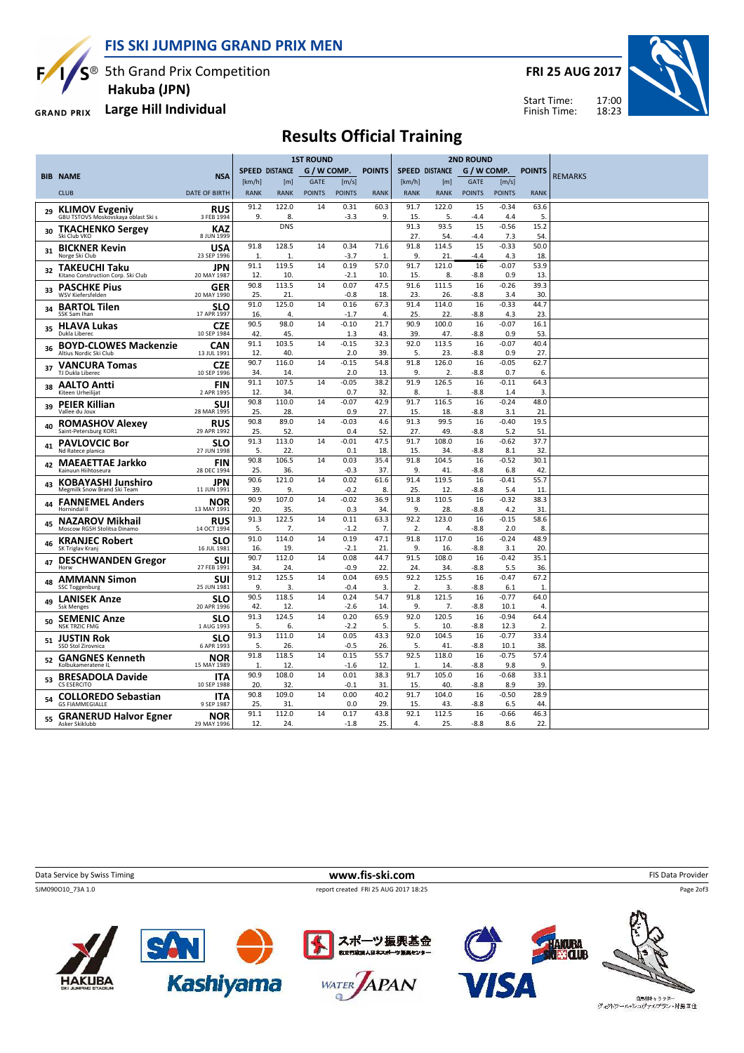# FIS SKI JUMPING GRAND PRIX MEN

5th Grand Prix Competition
**Hakuba (JPN)**
**Large Hill Individual**

**FRI 25 AUG 2017**

Start Time: 17:00
Finish Time: 18:23

## Results Official Training

| BIB | NAME / CLUB | NSA / DATE OF BIRTH | 1ST ROUND SPEED [km/h] / RANK | DISTANCE [m] / RANK | GATE / POINTS | [m/s] / POINTS | POINTS / RANK | 2ND ROUND SPEED [km/h] / RANK | DISTANCE [m] / RANK | GATE / POINTS | [m/s] / POINTS | POINTS / RANK | REMARKS |
|---|---|---|---|---|---|---|---|---|---|---|---|---|---|
| 29 | KLIMOV Evgeniy / GBU TSTOVS Moskovskaya oblast Ski s | RUS / 3 FEB 1994 | 91.2 / 9. | 122.0 / 8. | 14 | 0.31 / -3.3 | 60.3 / 9. | 91.7 / 15. | 122.0 / 5. | 15 / -4.4 | -0.34 / 4.4 | 63.6 / 5. | |
| 30 | TKACHENKO Sergey / Ski Club VKO | KAZ / 8 JUN 1999 | | DNS | | | | 91.3 / 27. | 93.5 / 54. | 15 / -4.4 | -0.56 / 7.3 | 15.2 / 54. | |
| 31 | BICKNER Kevin / Norge Ski Club | USA / 23 SEP 1996 | 91.8 / 1. | 128.5 / 1. | 14 | 0.34 / -3.7 | 71.6 / 1. | 91.8 / 9. | 114.5 / 21. | 15 / -4.4 | -0.33 / 4.3 | 50.0 / 18. | |
| 32 | TAKEUCHI Taku / Kitano Construction Corp. Ski Club | JPN / 20 MAY 1987 | 91.1 / 12. | 119.5 / 10. | 14 | 0.19 / -2.1 | 57.0 / 10. | 91.7 / 15. | 121.0 / 8. | 16 / -8.8 | -0.07 / 0.9 | 53.9 / 13. | |
| 33 | PASCHKE Pius / WSV Kiefersfelden | GER / 20 MAY 1990 | 90.8 / 25. | 113.5 / 21. | 14 | 0.07 / -0.8 | 47.5 / 18. | 91.6 / 23. | 111.5 / 26. | 16 / -8.8 | -0.26 / 3.4 | 39.3 / 30. | |
| 34 | BARTOL Tilen / SSK Sam Ihan | SLO / 17 APR 1997 | 91.0 / 16. | 125.0 / 4. | 14 | 0.16 / -1.7 | 67.3 / 4. | 91.4 / 25. | 114.0 / 22. | 16 / -8.8 | -0.33 / 4.3 | 44.7 / 23. | |
| 35 | HLAVA Lukas / Dukla Liberec | CZE / 10 SEP 1984 | 90.5 / 42. | 98.0 / 45. | 14 | -0.10 / 1.3 | 21.7 / 43. | 90.9 / 39. | 100.0 / 47. | 16 / -8.8 | -0.07 / 0.9 | 16.1 / 53. | |
| 36 | BOYD-CLOWES Mackenzie / Altius Nordic Ski Club | CAN / 13 JUL 1991 | 91.1 / 12. | 103.5 / 40. | 14 | -0.15 / 2.0 | 32.3 / 39. | 92.0 / 5. | 113.5 / 23. | 16 / -8.8 | -0.07 / 0.9 | 40.4 / 27. | |
| 37 | VANCURA Tomas / TJ Dukla Liberec | CZE / 10 SEP 1996 | 90.7 / 34. | 116.0 / 14. | 14 | -0.15 / 2.0 | 54.8 / 13. | 91.8 / 9. | 126.0 / 2. | 16 / -8.8 | -0.05 / 0.7 | 62.7 / 6. | |
| 38 | AALTO Antti / Kiteen Urheilijat | FIN / 2 APR 1995 | 91.1 / 12. | 107.5 / 34. | 14 | -0.05 / 0.7 | 38.2 / 32. | 91.9 / 8. | 126.5 / 1. | 16 / -8.8 | -0.11 / 1.4 | 64.3 / 3. | |
| 39 | PEIER Killian / Vallee du Joux | SUI / 28 MAR 1995 | 90.8 / 25. | 110.0 / 28. | 14 | -0.07 / 0.9 | 42.9 / 27. | 91.7 / 15. | 116.5 / 18. | 16 / -8.8 | -0.24 / 3.1 | 48.0 / 21. | |
| 40 | ROMASHOV Alexey / Saint-Petersburg KOR1 | RUS / 29 APR 1992 | 90.8 / 25. | 89.0 / 52. | 14 | -0.03 / 0.4 | 4.6 / 52. | 91.3 / 27. | 99.5 / 49. | 16 / -8.8 | -0.40 / 5.2 | 19.5 / 51. | |
| 41 | PAVLOVCIC Bor / Nd Ratece planica | SLO / 27 JUN 1998 | 91.3 / 5. | 113.0 / 22. | 14 | -0.01 / 0.1 | 47.5 / 18. | 91.7 / 15. | 108.0 / 34. | 16 / -8.8 | -0.62 / 8.1 | 37.7 / 32. | |
| 42 | MAEAETTAE Jarkko / Kainuun Hiihtoseura | FIN / 28 DEC 1994 | 90.8 / 25. | 106.5 / 36. | 14 | 0.03 / -0.3 | 35.4 / 37. | 91.8 / 9. | 104.5 / 41. | 16 / -8.8 | -0.52 / 6.8 | 30.1 / 42. | |
| 43 | KOBAYASHI Junshiro / Megmilk Snow Brand Ski Team | JPN / 11 JUN 1991 | 90.6 / 39. | 121.0 / 9. | 14 | 0.02 / -0.2 | 61.6 / 8. | 91.4 / 25. | 119.5 / 12. | 16 / -8.8 | -0.41 / 5.4 | 55.7 / 11. | |
| 44 | FANNEMEL Anders / Hornindal Il | NOR / 13 MAY 1991 | 90.9 / 20. | 107.0 / 35. | 14 | -0.02 / 0.3 | 36.9 / 34. | 91.8 / 9. | 110.5 / 28. | 16 / -8.8 | -0.32 / 4.2 | 38.3 / 31. | |
| 45 | NAZAROV Mikhail / Moscow RGSH Stolitsa Dinamo | RUS / 14 OCT 1994 | 91.3 / 5. | 122.5 / 7. | 14 | 0.11 / -1.2 | 63.3 / 7. | 92.2 / 2. | 123.0 / 4. | 16 / -8.8 | -0.15 / 2.0 | 58.6 / 8. | |
| 46 | KRANJEC Robert / SK Triglav Kranj | SLO / 16 JUL 1981 | 91.0 / 16. | 114.0 / 19. | 14 | 0.19 / -2.1 | 47.1 / 21. | 91.8 / 9. | 117.0 / 16. | 16 / -8.8 | -0.24 / 3.1 | 48.9 / 20. | |
| 47 | DESCHWANDEN Gregor / Horw | SUI / 27 FEB 1991 | 90.7 / 34. | 112.0 / 24. | 14 | 0.08 / -0.9 | 44.7 / 22. | 91.5 / 24. | 108.0 / 34. | 16 / -8.8 | -0.42 / 5.5 | 35.1 / 36. | |
| 48 | AMMANN Simon / SSC Toggenburg | SUI / 25 JUN 1981 | 91.2 / 9. | 125.5 / 3. | 14 | 0.04 / -0.4 | 69.5 / 3. | 92.2 / 2. | 125.5 / 3. | 16 / -8.8 | -0.47 / 6.1 | 67.2 / 1. | |
| 49 | LANISEK Anze / Ssk Menges | SLO / 20 APR 1996 | 90.5 / 42. | 118.5 / 12. | 14 | 0.24 / -2.6 | 54.7 / 14. | 91.8 / 9. | 121.5 / 7. | 16 / -8.8 | -0.77 / 10.1 | 64.0 / 4. | |
| 50 | SEMENIC Anze / NSK TRZIC FMG | SLO / 1 AUG 1993 | 91.3 / 5. | 124.5 / 6. | 14 | 0.20 / -2.2 | 65.9 / 5. | 92.0 / 5. | 120.5 / 10. | 16 / -8.8 | -0.94 / 12.3 | 64.4 / 2. | |
| 51 | JUSTIN Rok / SSD Stol Zirovnica | SLO / 6 APR 1993 | 91.3 / 5. | 111.0 / 26. | 14 | 0.05 / -0.5 | 43.3 / 26. | 92.0 / 5. | 104.5 / 41. | 16 / -8.8 | -0.77 / 10.1 | 33.4 / 38. | |
| 52 | GANGNES Kenneth / Kolbukameratene IL | NOR / 15 MAY 1989 | 91.8 / 1. | 118.5 / 12. | 14 | 0.15 / -1.6 | 55.7 / 12. | 92.5 / 1. | 118.0 / 14. | 16 / -8.8 | -0.75 / 9.8 | 57.4 / 9. | |
| 53 | BRESADOLA Davide / CS ESERCITO | ITA / 10 SEP 1988 | 90.9 / 20. | 108.0 / 32. | 14 | 0.01 / -0.1 | 38.3 / 31. | 91.7 / 15. | 105.0 / 40. | 16 / -8.8 | -0.68 / 8.9 | 33.1 / 39. | |
| 54 | COLLOREDO Sebastian / GS FIAMMEGIALLE | ITA / 9 SEP 1987 | 90.8 / 25. | 109.0 / 31. | 14 | 0.00 / 0.0 | 40.2 / 29. | 91.7 / 15. | 104.0 / 43. | 16 / -8.8 | -0.50 / 6.5 | 28.9 / 44. | |
| 55 | GRANERUD Halvor Egner / Asker Skiklubb | NOR / 29 MAY 1996 | 91.1 / 12. | 112.0 / 24. | 14 | 0.17 / -1.8 | 43.8 / 25. | 92.1 / 4. | 112.5 / 25. | 16 / -8.8 | -0.66 / 8.6 | 46.3 / 22. | |

Data Service by Swiss Timing — www.fis-ski.com — FIS Data Provider

SJM090O10_73A 1.0 — report created FRI 25 AUG 2017 18:25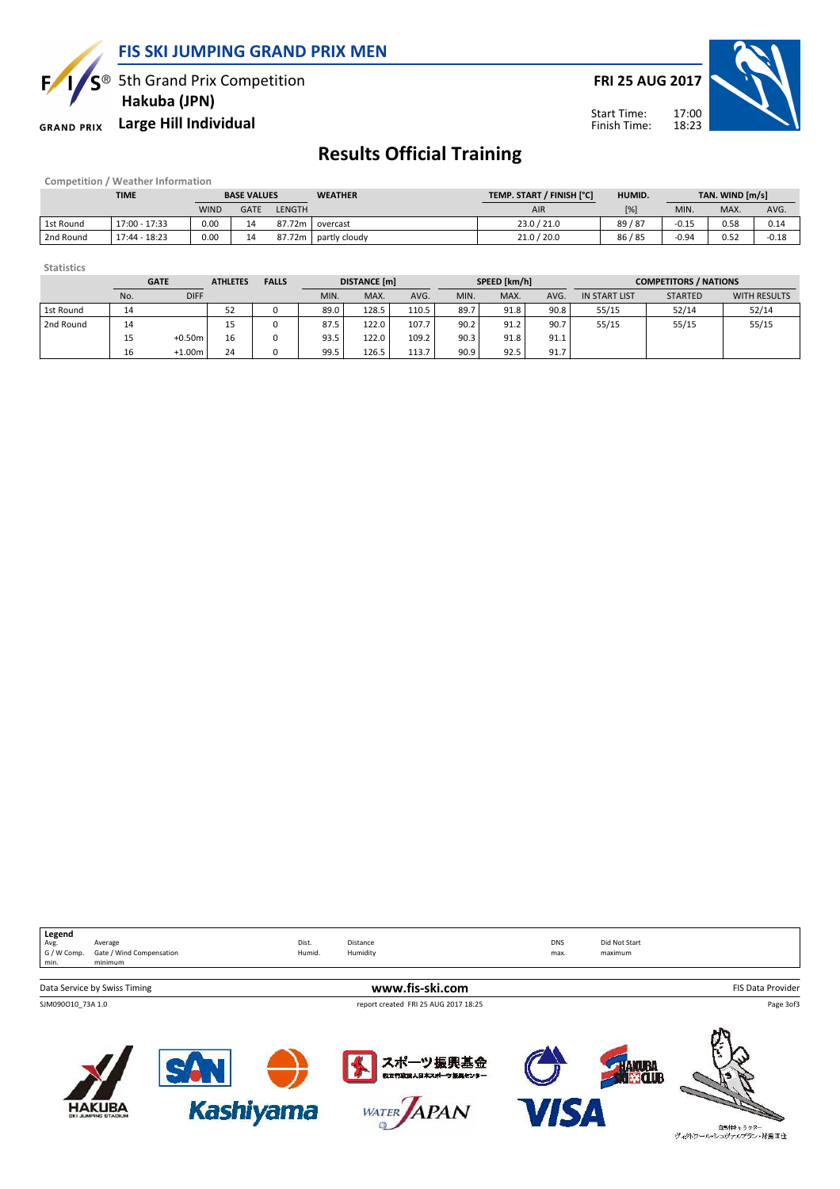# FIS SKI JUMPING GRAND PRIX MEN

5th Grand Prix Competition
**Hakuba (JPN)**
**Large Hill Individual**

**FRI 25 AUG 2017**

Start Time: 17:00
Finish Time: 18:23

## Results Official Training

**Competition / Weather Information**

| | TIME | BASE VALUES | | | WEATHER | TEMP. START / FINISH [°C] | HUMID. | TAN. WIND [m/s] | | |
|---|---|---|---|---|---|---|---|---|---|---|
| | | WIND | GATE | LENGTH | | AIR | [%] | MIN. | MAX. | AVG. |
| 1st Round | 17:00 - 17:33 | 0.00 | 14 | 87.72m | overcast | 23.0 / 21.0 | 89 / 87 | -0.15 | 0.58 | 0.14 |
| 2nd Round | 17:44 - 18:23 | 0.00 | 14 | 87.72m | partly cloudy | 21.0 / 20.0 | 86 / 85 | -0.94 | 0.52 | -0.18 |

**Statistics**

| | GATE | | ATHLETES | FALLS | DISTANCE [m] | | | SPEED [km/h] | | | COMPETITORS / NATIONS | | |
|---|---|---|---|---|---|---|---|---|---|---|---|---|---|
| | No. | DIFF | | | MIN. | MAX. | AVG. | MIN. | MAX. | AVG. | IN START LIST | STARTED | WITH RESULTS |
| 1st Round | 14 | | 52 | 0 | 89.0 | 128.5 | 110.5 | 89.7 | 91.8 | 90.8 | 55/15 | 52/14 | 52/14 |
| 2nd Round | 14 | | 15 | 0 | 87.5 | 122.0 | 107.7 | 90.2 | 91.2 | 90.7 | 55/15 | 55/15 | 55/15 |
| | 15 | +0.50m | 16 | 0 | 93.5 | 122.0 | 109.2 | 90.3 | 91.8 | 91.1 | | | |
| | 16 | +1.00m | 24 | 0 | 99.5 | 126.5 | 113.7 | 90.9 | 92.5 | 91.7 | | | |

| Legend | | | | | |
|---|---|---|---|---|---|
| Avg. | Average | Dist. | Distance | DNS | Did Not Start |
| G / W Comp. | Gate / Wind Compensation | Humid. | Humidity | max. | maximum |
| min. | minimum | | | | |

Data Service by Swiss Timing — www.fis-ski.com — FIS Data Provider

SJM090O10_73A 1.0 — report created FRI 25 AUG 2017 18:25